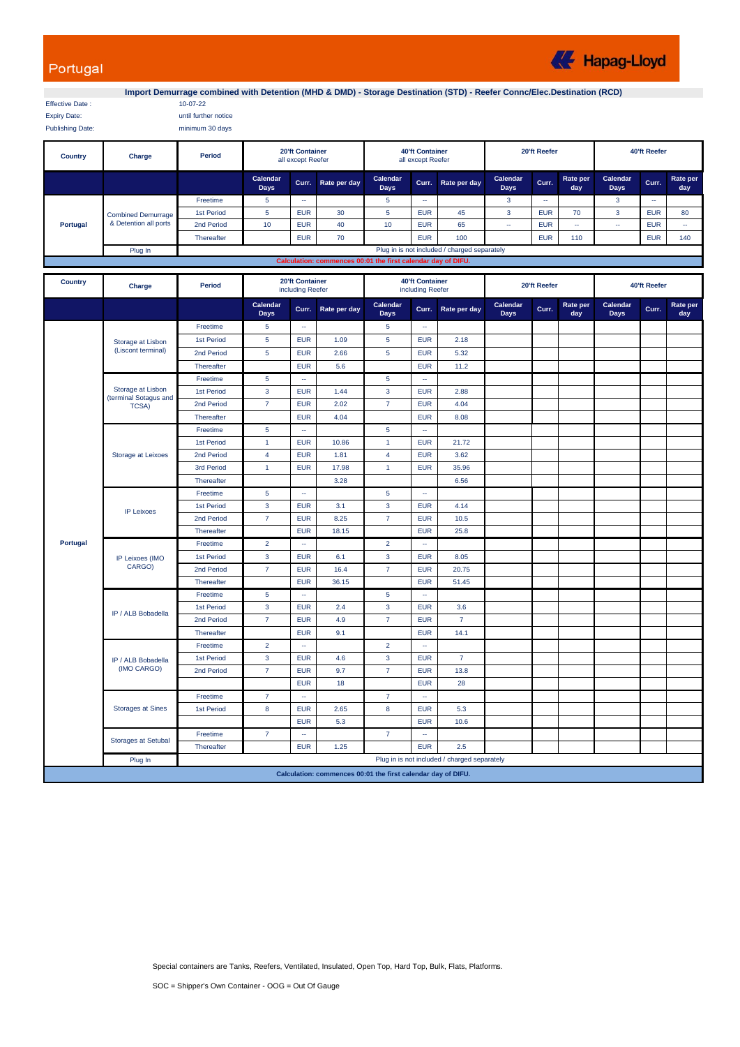# Portugal

**Hapag-Lloyd**

## Import Demurrage combined with Detention (MHD & DMD) - Storage Destination (STD) - Reefer Connc/Elec.Destination (RCD)

Effective Date : 10-07-22

Expiry Date: until further notice

Publishing Date: minimum 30 days

| Country | Charge | Period | 20'ft Container all except Reefer | | | 40'ft Container all except Reefer | | | 20'ft Reefer | | | 40'ft Reefer | | |
|---|---|---|---|---|---|---|---|---|---|---|---|---|---|---|
| | | | Calendar Days | Curr. | Rate per day | Calendar Days | Curr. | Rate per day | Calendar Days | Curr. | Rate per day | Calendar Days | Curr. | Rate per day |
| Portugal | Combined Demurrage & Detention all ports | Freetime | 5 | -- | | 5 | -- | | 3 | -- | | 3 | -- | |
| | | 1st Period | 5 | EUR | 30 | 5 | EUR | 45 | 3 | EUR | 70 | 3 | EUR | 80 |
| | | 2nd Period | 10 | EUR | 40 | 10 | EUR | 65 | -- | EUR | -- | -- | EUR | -- |
| | | Thereafter | | EUR | 70 | | EUR | 100 | | EUR | 110 | | EUR | 140 |
| | Plug In | Plug in is not included / charged separately | | | | | | | | | | | | |

Calculation: commences 00:01 the first calendar day of DIFU.

| Country | Charge | Period | 20'ft Container including Reefer | | | 40'ft Container including Reefer | | | 20'ft Reefer | | | 40'ft Reefer | | |
|---|---|---|---|---|---|---|---|---|---|---|---|---|---|---|
| | | | Calendar Days | Curr. | Rate per day | Calendar Days | Curr. | Rate per day | Calendar Days | Curr. | Rate per day | Calendar Days | Curr. | Rate per day |
| Portugal | Storage at Lisbon (Liscont terminal) | Freetime | 5 | -- | | 5 | -- | | | | | | | |
| | | 1st Period | 5 | EUR | 1.09 | 5 | EUR | 2.18 | | | | | | |
| | | 2nd Period | 5 | EUR | 2.66 | 5 | EUR | 5.32 | | | | | | |
| | | Thereafter | | EUR | 5.6 | | EUR | 11.2 | | | | | | |
| | Storage at Lisbon (terminal Sotagus and TCSA) | Freetime | 5 | -- | | 5 | -- | | | | | | | |
| | | 1st Period | 3 | EUR | 1.44 | 3 | EUR | 2.88 | | | | | | |
| | | 2nd Period | 7 | EUR | 2.02 | 7 | EUR | 4.04 | | | | | | |
| | | Thereafter | | EUR | 4.04 | | EUR | 8.08 | | | | | | |
| | Storage at Leixoes | Freetime | 5 | -- | | 5 | -- | | | | | | | |
| | | 1st Period | 1 | EUR | 10.86 | 1 | EUR | 21.72 | | | | | | |
| | | 2nd Period | 4 | EUR | 1.81 | 4 | EUR | 3.62 | | | | | | |
| | | 3rd Period | 1 | EUR | 17.98 | 1 | EUR | 35.96 | | | | | | |
| | | Thereafter | | | 3.28 | | | 6.56 | | | | | | |
| | IP Leixoes | Freetime | 5 | -- | | 5 | -- | | | | | | | |
| | | 1st Period | 3 | EUR | 3.1 | 3 | EUR | 4.14 | | | | | | |
| | | 2nd Period | 7 | EUR | 8.25 | 7 | EUR | 10.5 | | | | | | |
| | | Thereafter | | EUR | 18.15 | | EUR | 25.8 | | | | | | |
| | IP Leixoes (IMO CARGO) | Freetime | 2 | -- | | 2 | -- | | | | | | | |
| | | 1st Period | 3 | EUR | 6.1 | 3 | EUR | 8.05 | | | | | | |
| | | 2nd Period | 7 | EUR | 16.4 | 7 | EUR | 20.75 | | | | | | |
| | | Thereafter | | EUR | 36.15 | | EUR | 51.45 | | | | | | |
| | IP / ALB Bobadella | Freetime | 5 | -- | | 5 | -- | | | | | | | |
| | | 1st Period | 3 | EUR | 2.4 | 3 | EUR | 3.6 | | | | | | |
| | | 2nd Period | 7 | EUR | 4.9 | 7 | EUR | 7 | | | | | | |
| | | Thereafter | | EUR | 9.1 | | EUR | 14.1 | | | | | | |
| | IP / ALB Bobadella (IMO CARGO) | Freetime | 2 | -- | | 2 | -- | | | | | | | |
| | | 1st Period | 3 | EUR | 4.6 | 3 | EUR | 7 | | | | | | |
| | | 2nd Period | 7 | EUR | 9.7 | 7 | EUR | 13.8 | | | | | | |
| | | | | EUR | 18 | | EUR | 28 | | | | | | |
| | Storages at Sines | Freetime | 7 | -- | | 7 | -- | | | | | | | |
| | | 1st Period | 8 | EUR | 2.65 | 8 | EUR | 5.3 | | | | | | |
| | | | | EUR | 5.3 | | EUR | 10.6 | | | | | | |
| | Storages at Setubal | Freetime | 7 | -- | | 7 | -- | | | | | | | |
| | | Thereafter | | EUR | 1.25 | | EUR | 2.5 | | | | | | |
| | Plug In | Plug in is not included / charged separately | | | | | | | | | | | | |

Calculation: commences 00:01 the first calendar day of DIFU.

Special containers are Tanks, Reefers, Ventilated, Insulated, Open Top, Hard Top, Bulk, Flats, Platforms.

SOC = Shipper's Own Container - OOG = Out Of Gauge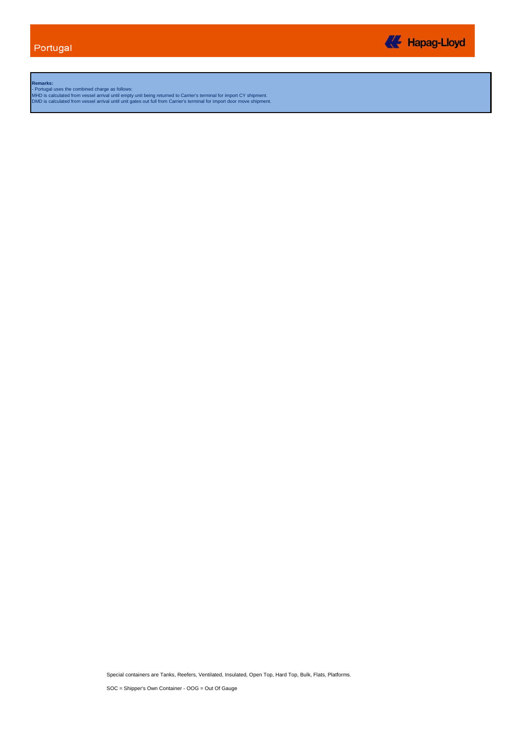# Portugal

Hapag-Lloyd

**Remarks:**

- Portugal uses the combined charge as follows:

MHD is calculated from vessel arrival until empty unit being returned to Carrier's terminal for import CY shipment.

DMD is calculated from vessel arrival until unit gates out full from Carrier's terminal for import door move shipment.

Special containers are Tanks, Reefers, Ventilated, Insulated, Open Top, Hard Top, Bulk, Flats, Platforms.

SOC = Shipper's Own Container - OOG = Out Of Gauge